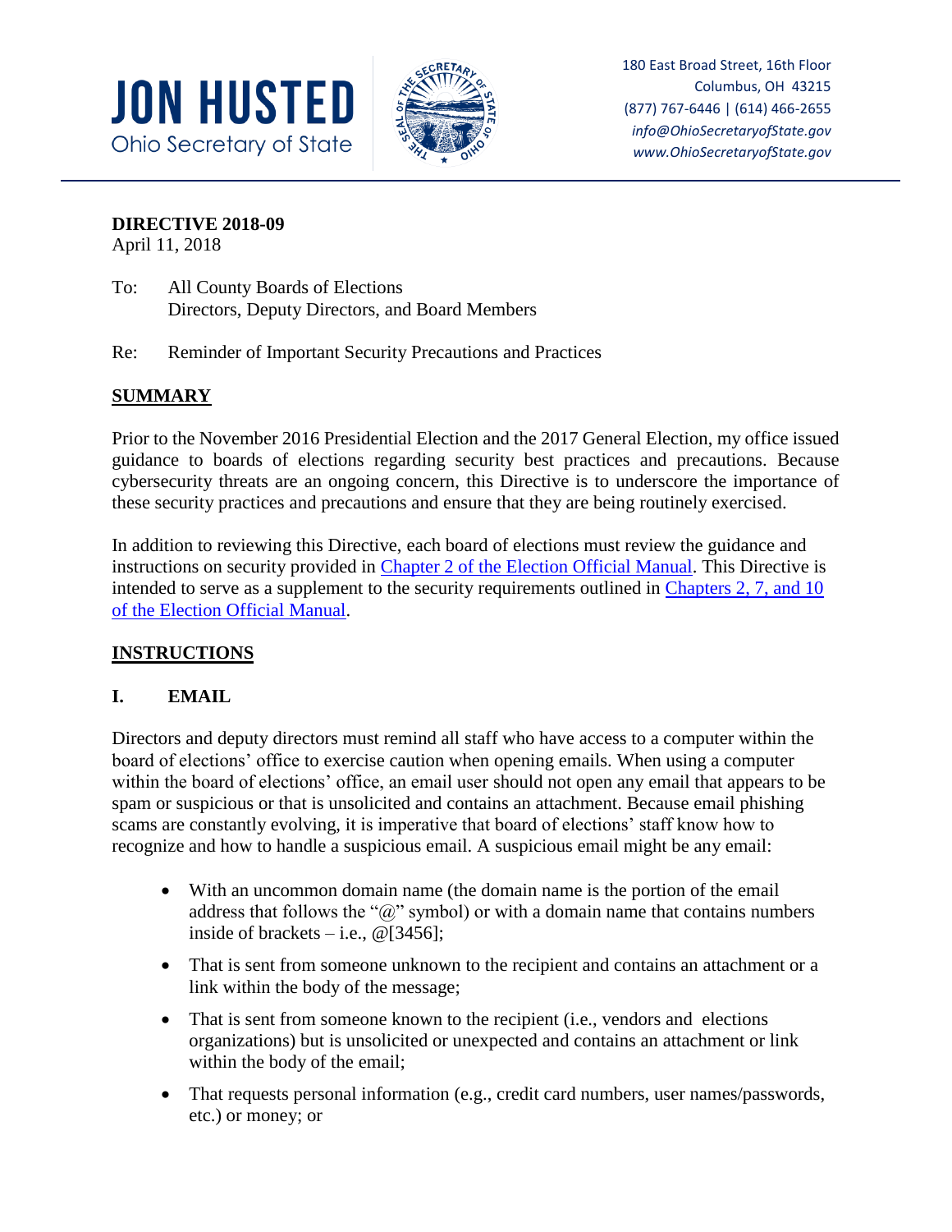**JON HUSTED**
Ohio Secretary of State

180 East Broad Street, 16th Floor
Columbus, OH 43215
(877) 767-6446 | (614) 466-2655
*info@OhioSecretaryofState.gov*
*www.OhioSecretaryofState.gov*

**DIRECTIVE 2018-09**
April 11, 2018

To: All County Boards of Elections
Directors, Deputy Directors, and Board Members

Re: Reminder of Important Security Precautions and Practices

## SUMMARY

Prior to the November 2016 Presidential Election and the 2017 General Election, my office issued guidance to boards of elections regarding security best practices and precautions. Because cybersecurity threats are an ongoing concern, this Directive is to underscore the importance of these security practices and precautions and ensure that they are being routinely exercised.

In addition to reviewing this Directive, each board of elections must review the guidance and instructions on security provided in Chapter 2 of the Election Official Manual. This Directive is intended to serve as a supplement to the security requirements outlined in Chapters 2, 7, and 10 of the Election Official Manual.

## INSTRUCTIONS

### I. EMAIL

Directors and deputy directors must remind all staff who have access to a computer within the board of elections' office to exercise caution when opening emails. When using a computer within the board of elections' office, an email user should not open any email that appears to be spam or suspicious or that is unsolicited and contains an attachment. Because email phishing scams are constantly evolving, it is imperative that board of elections' staff know how to recognize and how to handle a suspicious email. A suspicious email might be any email:

- With an uncommon domain name (the domain name is the portion of the email address that follows the "@" symbol) or with a domain name that contains numbers inside of brackets – i.e., @[3456];
- That is sent from someone unknown to the recipient and contains an attachment or a link within the body of the message;
- That is sent from someone known to the recipient (i.e., vendors and elections organizations) but is unsolicited or unexpected and contains an attachment or link within the body of the email;
- That requests personal information (e.g., credit card numbers, user names/passwords, etc.) or money; or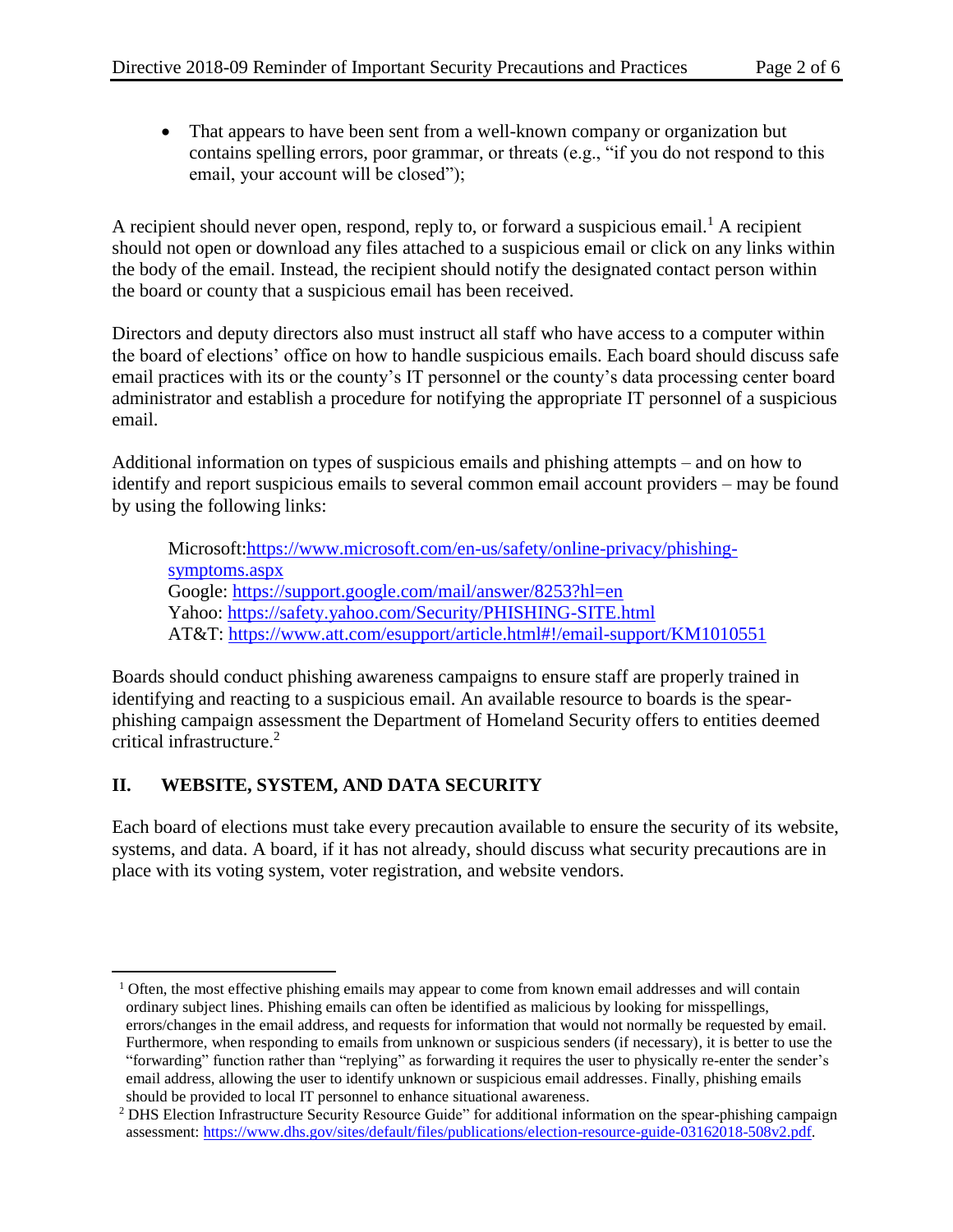- That appears to have been sent from a well-known company or organization but contains spelling errors, poor grammar, or threats (e.g., "if you do not respond to this email, your account will be closed");

A recipient should never open, respond, reply to, or forward a suspicious email.[1] A recipient should not open or download any files attached to a suspicious email or click on any links within the body of the email. Instead, the recipient should notify the designated contact person within the board or county that a suspicious email has been received.

Directors and deputy directors also must instruct all staff who have access to a computer within the board of elections' office on how to handle suspicious emails. Each board should discuss safe email practices with its or the county's IT personnel or the county's data processing center board administrator and establish a procedure for notifying the appropriate IT personnel of a suspicious email.

Additional information on types of suspicious emails and phishing attempts – and on how to identify and report suspicious emails to several common email account providers – may be found by using the following links:

> Microsoft: https://www.microsoft.com/en-us/safety/online-privacy/phishing-symptoms.aspx
> Google: https://support.google.com/mail/answer/8253?hl=en
> Yahoo: https://safety.yahoo.com/Security/PHISHING-SITE.html
> AT&T: https://www.att.com/esupport/article.html#!/email-support/KM1010551

Boards should conduct phishing awareness campaigns to ensure staff are properly trained in identifying and reacting to a suspicious email. An available resource to boards is the spear-phishing campaign assessment the Department of Homeland Security offers to entities deemed critical infrastructure.[2]

## II. WEBSITE, SYSTEM, AND DATA SECURITY

Each board of elections must take every precaution available to ensure the security of its website, systems, and data. A board, if it has not already, should discuss what security precautions are in place with its voting system, voter registration, and website vendors.

---

[1] Often, the most effective phishing emails may appear to come from known email addresses and will contain ordinary subject lines. Phishing emails can often be identified as malicious by looking for misspellings, errors/changes in the email address, and requests for information that would not normally be requested by email. Furthermore, when responding to emails from unknown or suspicious senders (if necessary), it is better to use the "forwarding" function rather than "replying" as forwarding it requires the user to physically re-enter the sender's email address, allowing the user to identify unknown or suspicious email addresses. Finally, phishing emails should be provided to local IT personnel to enhance situational awareness.

[2] DHS Election Infrastructure Security Resource Guide" for additional information on the spear-phishing campaign assessment: https://www.dhs.gov/sites/default/files/publications/election-resource-guide-03162018-508v2.pdf.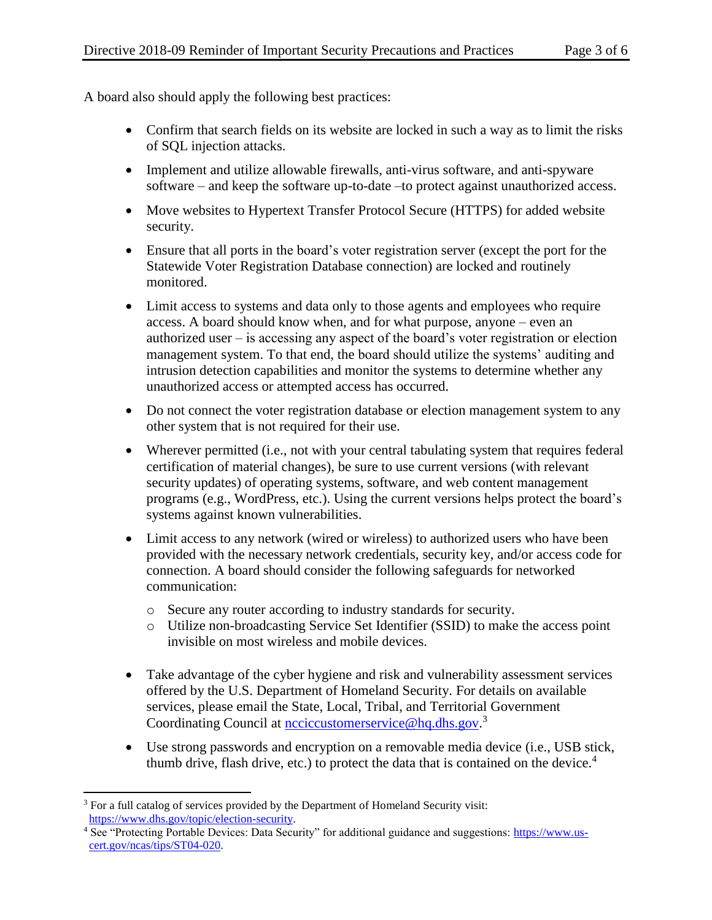A board also should apply the following best practices:

- Confirm that search fields on its website are locked in such a way as to limit the risks of SQL injection attacks.
- Implement and utilize allowable firewalls, anti-virus software, and anti-spyware software – and keep the software up-to-date –to protect against unauthorized access.
- Move websites to Hypertext Transfer Protocol Secure (HTTPS) for added website security.
- Ensure that all ports in the board's voter registration server (except the port for the Statewide Voter Registration Database connection) are locked and routinely monitored.
- Limit access to systems and data only to those agents and employees who require access. A board should know when, and for what purpose, anyone – even an authorized user – is accessing any aspect of the board's voter registration or election management system. To that end, the board should utilize the systems' auditing and intrusion detection capabilities and monitor the systems to determine whether any unauthorized access or attempted access has occurred.
- Do not connect the voter registration database or election management system to any other system that is not required for their use.
- Wherever permitted (i.e., not with your central tabulating system that requires federal certification of material changes), be sure to use current versions (with relevant security updates) of operating systems, software, and web content management programs (e.g., WordPress, etc.). Using the current versions helps protect the board's systems against known vulnerabilities.
- Limit access to any network (wired or wireless) to authorized users who have been provided with the necessary network credentials, security key, and/or access code for connection. A board should consider the following safeguards for networked communication:
    - Secure any router according to industry standards for security.
    - Utilize non-broadcasting Service Set Identifier (SSID) to make the access point invisible on most wireless and mobile devices.
- Take advantage of the cyber hygiene and risk and vulnerability assessment services offered by the U.S. Department of Homeland Security. For details on available services, please email the State, Local, Tribal, and Territorial Government Coordinating Council at [ncciccustomerservice@hq.dhs.gov](mailto:ncciccustomerservice@hq.dhs.gov).[3]
- Use strong passwords and encryption on a removable media device (i.e., USB stick, thumb drive, flash drive, etc.) to protect the data that is contained on the device.[4]

---

[3] For a full catalog of services provided by the Department of Homeland Security visit: https://www.dhs.gov/topic/election-security.

[4] See "Protecting Portable Devices: Data Security" for additional guidance and suggestions: https://www.us-cert.gov/ncas/tips/ST04-020.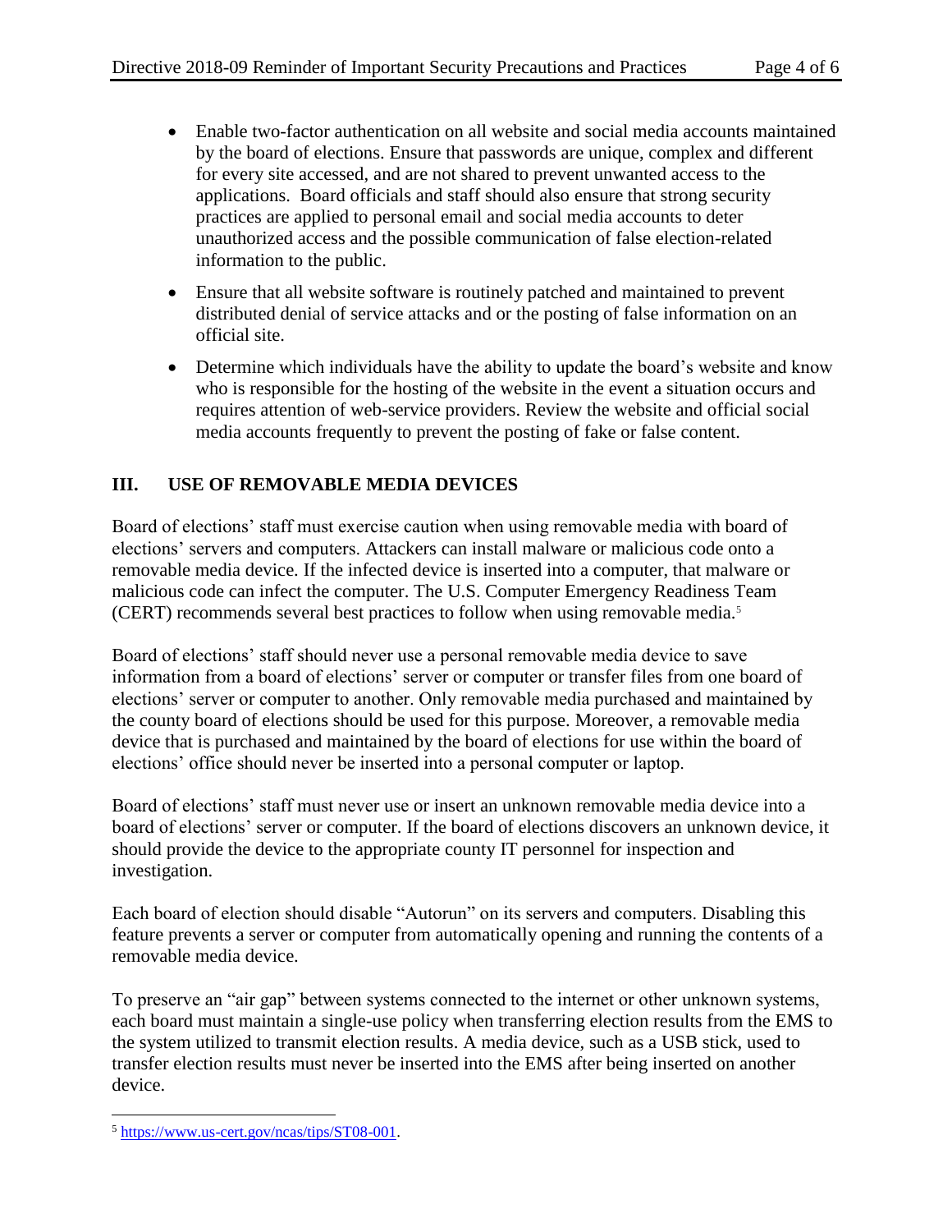- Enable two-factor authentication on all website and social media accounts maintained by the board of elections. Ensure that passwords are unique, complex and different for every site accessed, and are not shared to prevent unwanted access to the applications. Board officials and staff should also ensure that strong security practices are applied to personal email and social media accounts to deter unauthorized access and the possible communication of false election-related information to the public.
- Ensure that all website software is routinely patched and maintained to prevent distributed denial of service attacks and or the posting of false information on an official site.
- Determine which individuals have the ability to update the board's website and know who is responsible for the hosting of the website in the event a situation occurs and requires attention of web-service providers. Review the website and official social media accounts frequently to prevent the posting of fake or false content.

## III. USE OF REMOVABLE MEDIA DEVICES

Board of elections' staff must exercise caution when using removable media with board of elections' servers and computers. Attackers can install malware or malicious code onto a removable media device. If the infected device is inserted into a computer, that malware or malicious code can infect the computer. The U.S. Computer Emergency Readiness Team (CERT) recommends several best practices to follow when using removable media.[5]

Board of elections' staff should never use a personal removable media device to save information from a board of elections' server or computer or transfer files from one board of elections' server or computer to another. Only removable media purchased and maintained by the county board of elections should be used for this purpose. Moreover, a removable media device that is purchased and maintained by the board of elections for use within the board of elections' office should never be inserted into a personal computer or laptop.

Board of elections' staff must never use or insert an unknown removable media device into a board of elections' server or computer. If the board of elections discovers an unknown device, it should provide the device to the appropriate county IT personnel for inspection and investigation.

Each board of election should disable "Autorun" on its servers and computers. Disabling this feature prevents a server or computer from automatically opening and running the contents of a removable media device.

To preserve an "air gap" between systems connected to the internet or other unknown systems, each board must maintain a single-use policy when transferring election results from the EMS to the system utilized to transmit election results. A media device, such as a USB stick, used to transfer election results must never be inserted into the EMS after being inserted on another device.

---

[5] https://www.us-cert.gov/ncas/tips/ST08-001.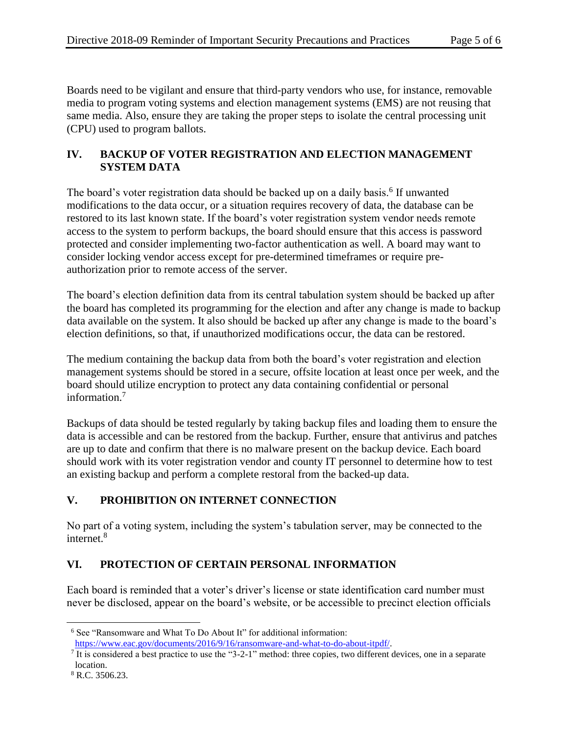Boards need to be vigilant and ensure that third-party vendors who use, for instance, removable media to program voting systems and election management systems (EMS) are not reusing that same media. Also, ensure they are taking the proper steps to isolate the central processing unit (CPU) used to program ballots.

## IV. BACKUP OF VOTER REGISTRATION AND ELECTION MANAGEMENT SYSTEM DATA

The board's voter registration data should be backed up on a daily basis.[6] If unwanted modifications to the data occur, or a situation requires recovery of data, the database can be restored to its last known state. If the board's voter registration system vendor needs remote access to the system to perform backups, the board should ensure that this access is password protected and consider implementing two-factor authentication as well. A board may want to consider locking vendor access except for pre-determined timeframes or require pre-authorization prior to remote access of the server.

The board's election definition data from its central tabulation system should be backed up after the board has completed its programming for the election and after any change is made to backup data available on the system. It also should be backed up after any change is made to the board's election definitions, so that, if unauthorized modifications occur, the data can be restored.

The medium containing the backup data from both the board's voter registration and election management systems should be stored in a secure, offsite location at least once per week, and the board should utilize encryption to protect any data containing confidential or personal information.[7]

Backups of data should be tested regularly by taking backup files and loading them to ensure the data is accessible and can be restored from the backup. Further, ensure that antivirus and patches are up to date and confirm that there is no malware present on the backup device. Each board should work with its voter registration vendor and county IT personnel to determine how to test an existing backup and perform a complete restoral from the backed-up data.

## V. PROHIBITION ON INTERNET CONNECTION

No part of a voting system, including the system's tabulation server, may be connected to the internet.[8]

## VI. PROTECTION OF CERTAIN PERSONAL INFORMATION

Each board is reminded that a voter's driver's license or state identification card number must never be disclosed, appear on the board's website, or be accessible to precinct election officials

---

[6] See "Ransomware and What To Do About It" for additional information: https://www.eac.gov/documents/2016/9/16/ransomware-and-what-to-do-about-itpdf/.

[7] It is considered a best practice to use the "3-2-1" method: three copies, two different devices, one in a separate location.

[8] R.C. 3506.23.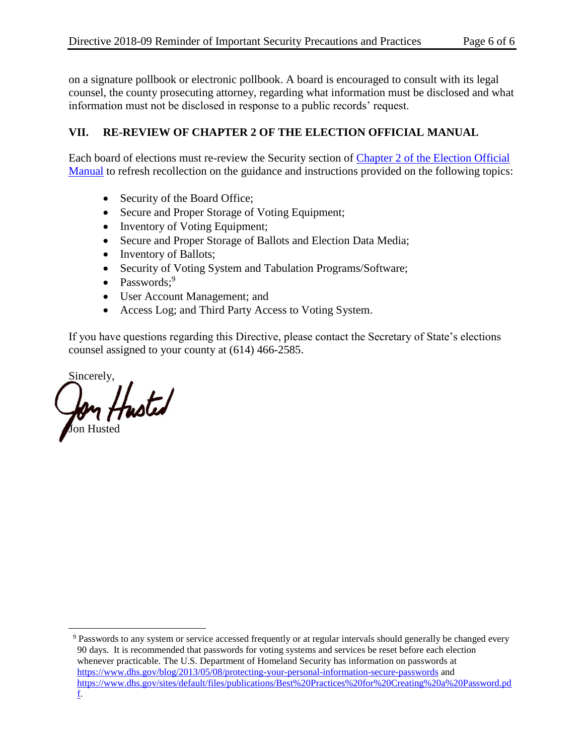on a signature pollbook or electronic pollbook. A board is encouraged to consult with its legal counsel, the county prosecuting attorney, regarding what information must be disclosed and what information must not be disclosed in response to a public records' request.

## VII. RE-REVIEW OF CHAPTER 2 OF THE ELECTION OFFICIAL MANUAL

Each board of elections must re-review the Security section of [Chapter 2 of the Election Official Manual]() to refresh recollection on the guidance and instructions provided on the following topics:

- Security of the Board Office;
- Secure and Proper Storage of Voting Equipment;
- Inventory of Voting Equipment;
- Secure and Proper Storage of Ballots and Election Data Media;
- Inventory of Ballots;
- Security of Voting System and Tabulation Programs/Software;
- Passwords;[9]
- User Account Management; and
- Access Log; and Third Party Access to Voting System.

If you have questions regarding this Directive, please contact the Secretary of State's elections counsel assigned to your county at (614) 466-2585.

Sincerely,

Jon Husted

---

[9] Passwords to any system or service accessed frequently or at regular intervals should generally be changed every 90 days. It is recommended that passwords for voting systems and services be reset before each election whenever practicable. The U.S. Department of Homeland Security has information on passwords at https://www.dhs.gov/blog/2013/05/08/protecting-your-personal-information-secure-passwords and https://www.dhs.gov/sites/default/files/publications/Best%20Practices%20for%20Creating%20a%20Password.pdf.